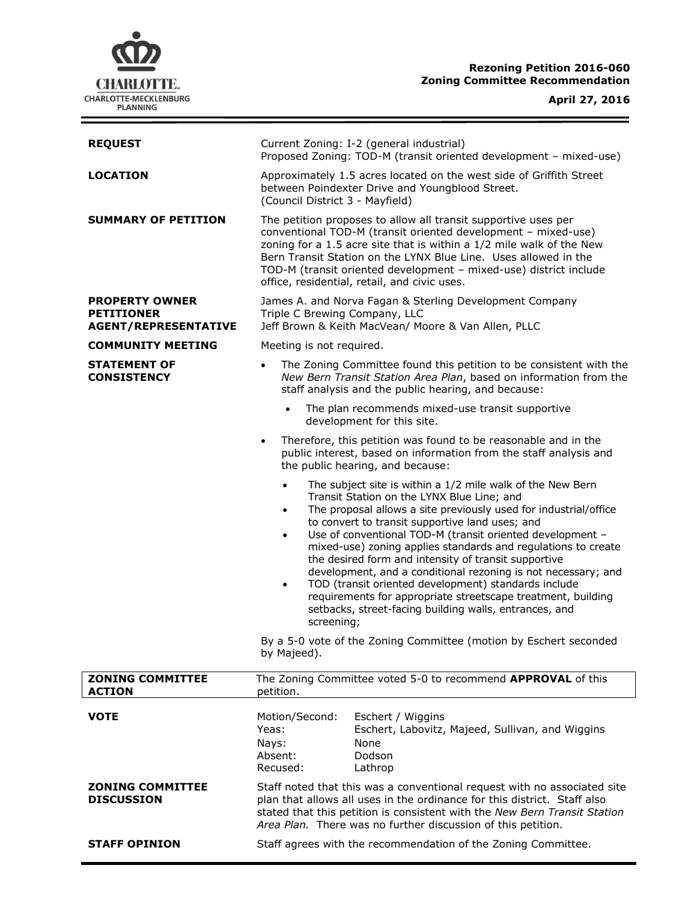**Rezoning Petition 2016-060**
**Zoning Committee Recommendation**

**April 27, 2016**

| | |
|---|---|
| **REQUEST** | Current Zoning: I-2 (general industrial)<br>Proposed Zoning: TOD-M (transit oriented development – mixed-use) |
| **LOCATION** | Approximately 1.5 acres located on the west side of Griffith Street between Poindexter Drive and Youngblood Street.<br>(Council District 3 - Mayfield) |
| **SUMMARY OF PETITION** | The petition proposes to allow all transit supportive uses per conventional TOD-M (transit oriented development – mixed-use) zoning for a 1.5 acre site that is within a 1/2 mile walk of the New Bern Transit Station on the LYNX Blue Line. Uses allowed in the TOD-M (transit oriented development – mixed-use) district include office, residential, retail, and civic uses. |
| **PROPERTY OWNER**<br>**PETITIONER**<br>**AGENT/REPRESENTATIVE** | James A. and Norva Fagan & Sterling Development Company<br>Triple C Brewing Company, LLC<br>Jeff Brown & Keith MacVean/ Moore & Van Allen, PLLC |
| **COMMUNITY MEETING** | Meeting is not required. |
| **STATEMENT OF CONSISTENCY** | • The Zoning Committee found this petition to be consistent with the *New Bern Transit Station Area Plan*, based on information from the staff analysis and the public hearing, and because:<br>&nbsp;&nbsp;&nbsp;&nbsp;• The plan recommends mixed-use transit supportive development for this site.<br>• Therefore, this petition was found to be reasonable and in the public interest, based on information from the staff analysis and the public hearing, and because:<br>&nbsp;&nbsp;&nbsp;&nbsp;• The subject site is within a 1/2 mile walk of the New Bern Transit Station on the LYNX Blue Line; and<br>&nbsp;&nbsp;&nbsp;&nbsp;• The proposal allows a site previously used for industrial/office to convert to transit supportive land uses; and<br>&nbsp;&nbsp;&nbsp;&nbsp;• Use of conventional TOD-M (transit oriented development – mixed-use) zoning applies standards and regulations to create the desired form and intensity of transit supportive development, and a conditional rezoning is not necessary; and<br>&nbsp;&nbsp;&nbsp;&nbsp;• TOD (transit oriented development) standards include requirements for appropriate streetscape treatment, building setbacks, street-facing building walls, entrances, and screening;<br><br>By a 5-0 vote of the Zoning Committee (motion by Eschert seconded by Majeed). |
| **ZONING COMMITTEE ACTION** | The Zoning Committee voted 5-0 to recommend **APPROVAL** of this petition. |
| **VOTE** | Motion/Second: Eschert / Wiggins<br>Yeas: Eschert, Labovitz, Majeed, Sullivan, and Wiggins<br>Nays: None<br>Absent: Dodson<br>Recused: Lathrop |
| **ZONING COMMITTEE DISCUSSION** | Staff noted that this was a conventional request with no associated site plan that allows all uses in the ordinance for this district. Staff also stated that this petition is consistent with the *New Bern Transit Station Area Plan.* There was no further discussion of this petition. |
| **STAFF OPINION** | Staff agrees with the recommendation of the Zoning Committee. |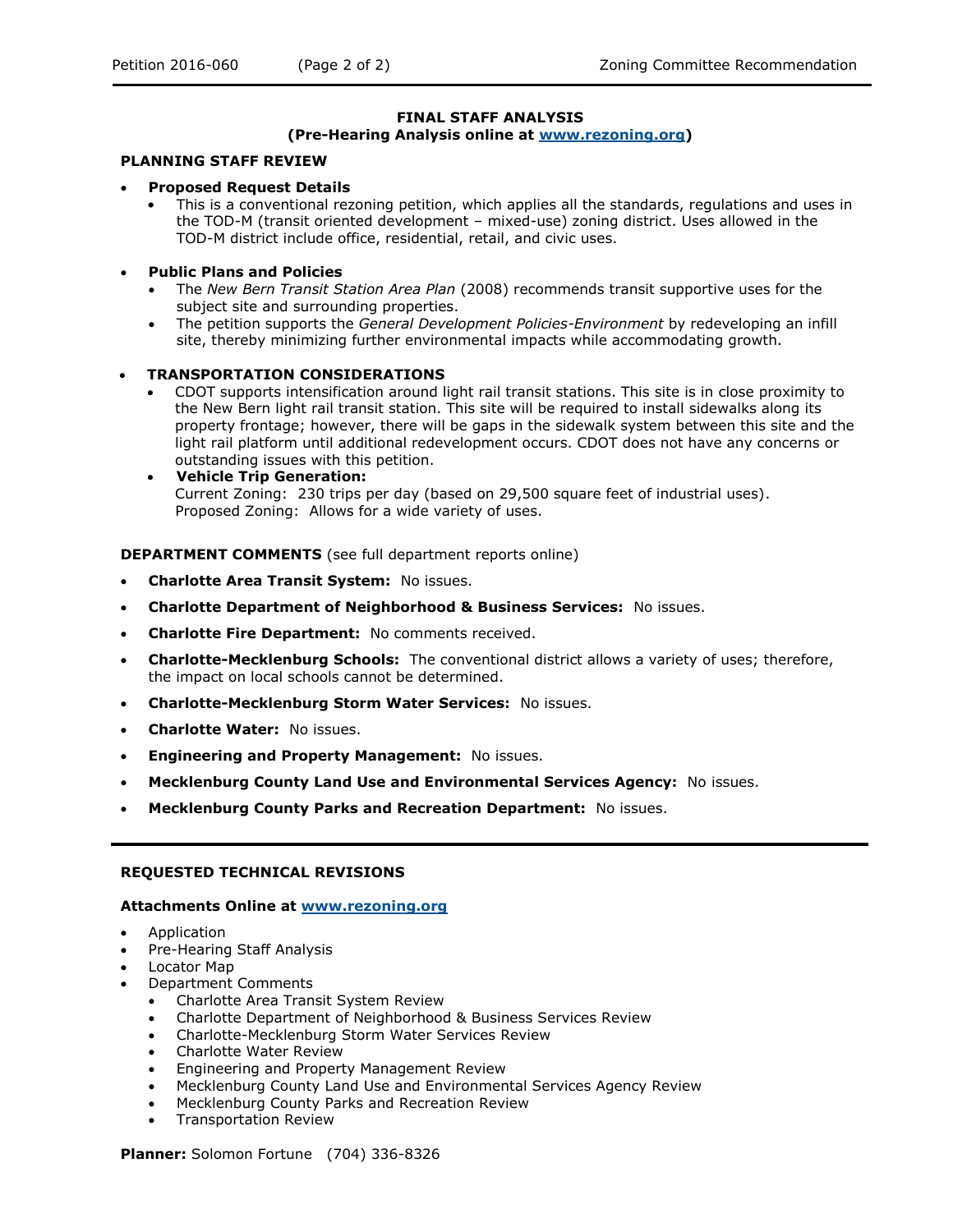## FINAL STAFF ANALYSIS
### (Pre-Hearing Analysis online at [www.rezoning.org](www.rezoning.org))

### PLANNING STAFF REVIEW

- **Proposed Request Details**
  - This is a conventional rezoning petition, which applies all the standards, regulations and uses in the TOD-M (transit oriented development – mixed-use) zoning district. Uses allowed in the TOD-M district include office, residential, retail, and civic uses.

- **Public Plans and Policies**
  - The *New Bern Transit Station Area Plan* (2008) recommends transit supportive uses for the subject site and surrounding properties.
  - The petition supports the *General Development Policies-Environment* by redeveloping an infill site, thereby minimizing further environmental impacts while accommodating growth.

- **TRANSPORTATION CONSIDERATIONS**
  - CDOT supports intensification around light rail transit stations. This site is in close proximity to the New Bern light rail transit station. This site will be required to install sidewalks along its property frontage; however, there will be gaps in the sidewalk system between this site and the light rail platform until additional redevelopment occurs. CDOT does not have any concerns or outstanding issues with this petition.
  - **Vehicle Trip Generation:**
    Current Zoning: 230 trips per day (based on 29,500 square feet of industrial uses).
    Proposed Zoning: Allows for a wide variety of uses.

**DEPARTMENT COMMENTS** (see full department reports online)

- **Charlotte Area Transit System:** No issues.
- **Charlotte Department of Neighborhood & Business Services:** No issues.
- **Charlotte Fire Department:** No comments received.
- **Charlotte-Mecklenburg Schools:** The conventional district allows a variety of uses; therefore, the impact on local schools cannot be determined.
- **Charlotte-Mecklenburg Storm Water Services:** No issues.
- **Charlotte Water:** No issues.
- **Engineering and Property Management:** No issues.
- **Mecklenburg County Land Use and Environmental Services Agency:** No issues.
- **Mecklenburg County Parks and Recreation Department:** No issues.

---

### REQUESTED TECHNICAL REVISIONS

**Attachments Online at [www.rezoning.org](www.rezoning.org)**

- Application
- Pre-Hearing Staff Analysis
- Locator Map
- Department Comments
  - Charlotte Area Transit System Review
  - Charlotte Department of Neighborhood & Business Services Review
  - Charlotte-Mecklenburg Storm Water Services Review
  - Charlotte Water Review
  - Engineering and Property Management Review
  - Mecklenburg County Land Use and Environmental Services Agency Review
  - Mecklenburg County Parks and Recreation Review
  - Transportation Review

**Planner:** Solomon Fortune (704) 336-8326